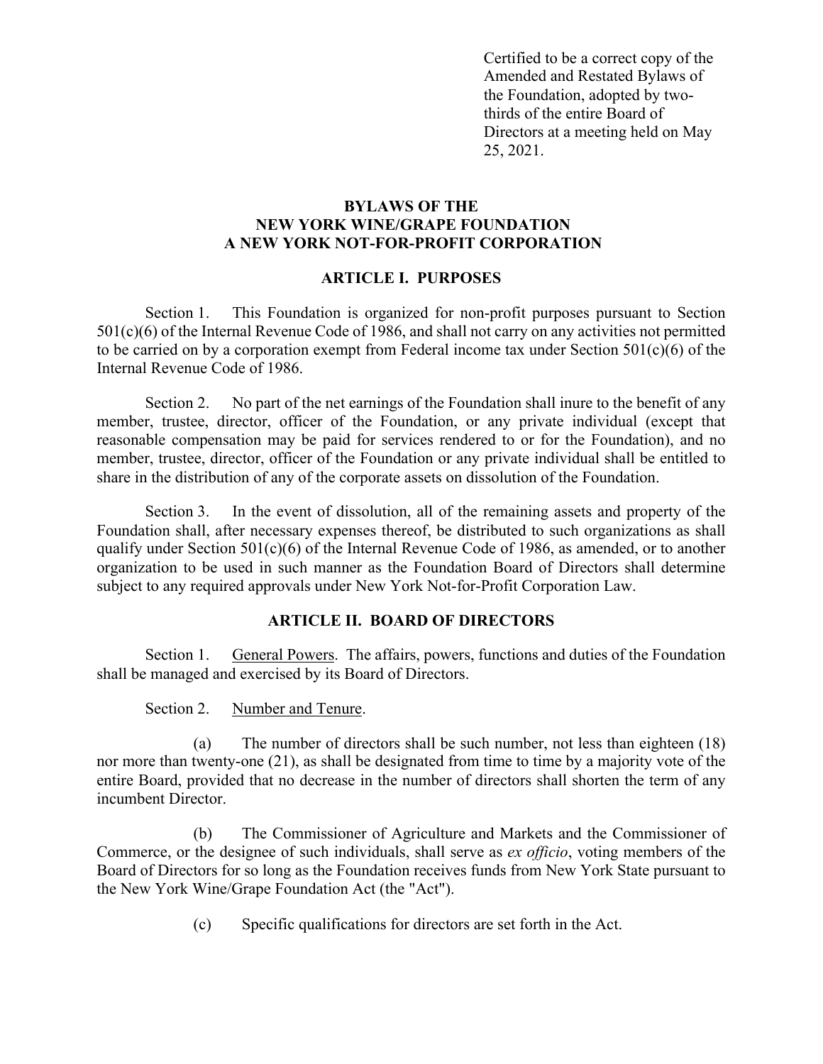Certified to be a correct copy of the Amended and Restated Bylaws of the Foundation, adopted by two-thirds of the entire Board of Directors at a meeting held on May 25, 2021.

# BYLAWS OF THE NEW YORK WINE/GRAPE FOUNDATION A NEW YORK NOT-FOR-PROFIT CORPORATION

## ARTICLE I. PURPOSES

Section 1. This Foundation is organized for non-profit purposes pursuant to Section 501(c)(6) of the Internal Revenue Code of 1986, and shall not carry on any activities not permitted to be carried on by a corporation exempt from Federal income tax under Section 501(c)(6) of the Internal Revenue Code of 1986.

Section 2. No part of the net earnings of the Foundation shall inure to the benefit of any member, trustee, director, officer of the Foundation, or any private individual (except that reasonable compensation may be paid for services rendered to or for the Foundation), and no member, trustee, director, officer of the Foundation or any private individual shall be entitled to share in the distribution of any of the corporate assets on dissolution of the Foundation.

Section 3. In the event of dissolution, all of the remaining assets and property of the Foundation shall, after necessary expenses thereof, be distributed to such organizations as shall qualify under Section 501(c)(6) of the Internal Revenue Code of 1986, as amended, or to another organization to be used in such manner as the Foundation Board of Directors shall determine subject to any required approvals under New York Not-for-Profit Corporation Law.

## ARTICLE II. BOARD OF DIRECTORS

Section 1. General Powers. The affairs, powers, functions and duties of the Foundation shall be managed and exercised by its Board of Directors.

Section 2. Number and Tenure.

(a) The number of directors shall be such number, not less than eighteen (18) nor more than twenty-one (21), as shall be designated from time to time by a majority vote of the entire Board, provided that no decrease in the number of directors shall shorten the term of any incumbent Director.

(b) The Commissioner of Agriculture and Markets and the Commissioner of Commerce, or the designee of such individuals, shall serve as *ex officio*, voting members of the Board of Directors for so long as the Foundation receives funds from New York State pursuant to the New York Wine/Grape Foundation Act (the "Act").

(c) Specific qualifications for directors are set forth in the Act.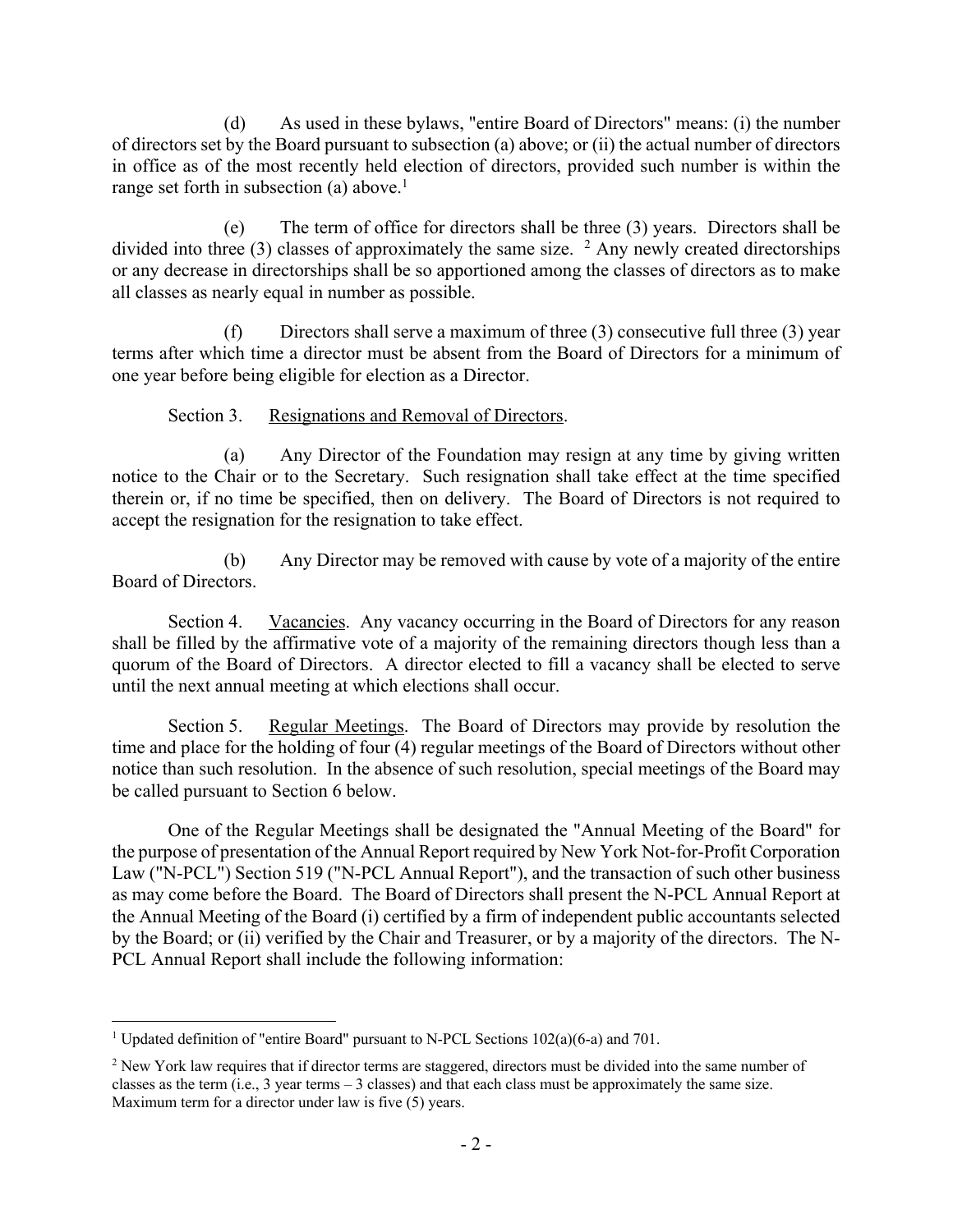(d) As used in these bylaws, "entire Board of Directors" means: (i) the number of directors set by the Board pursuant to subsection (a) above; or (ii) the actual number of directors in office as of the most recently held election of directors, provided such number is within the range set forth in subsection (a) above.[1]

(e) The term of office for directors shall be three (3) years. Directors shall be divided into three (3) classes of approximately the same size. [2] Any newly created directorships or any decrease in directorships shall be so apportioned among the classes of directors as to make all classes as nearly equal in number as possible.

(f) Directors shall serve a maximum of three (3) consecutive full three (3) year terms after which time a director must be absent from the Board of Directors for a minimum of one year before being eligible for election as a Director.

Section 3. Resignations and Removal of Directors.

(a) Any Director of the Foundation may resign at any time by giving written notice to the Chair or to the Secretary. Such resignation shall take effect at the time specified therein or, if no time be specified, then on delivery. The Board of Directors is not required to accept the resignation for the resignation to take effect.

(b) Any Director may be removed with cause by vote of a majority of the entire Board of Directors.

Section 4. Vacancies. Any vacancy occurring in the Board of Directors for any reason shall be filled by the affirmative vote of a majority of the remaining directors though less than a quorum of the Board of Directors. A director elected to fill a vacancy shall be elected to serve until the next annual meeting at which elections shall occur.

Section 5. Regular Meetings. The Board of Directors may provide by resolution the time and place for the holding of four (4) regular meetings of the Board of Directors without other notice than such resolution. In the absence of such resolution, special meetings of the Board may be called pursuant to Section 6 below.

One of the Regular Meetings shall be designated the "Annual Meeting of the Board" for the purpose of presentation of the Annual Report required by New York Not-for-Profit Corporation Law ("N-PCL") Section 519 ("N-PCL Annual Report"), and the transaction of such other business as may come before the Board. The Board of Directors shall present the N-PCL Annual Report at the Annual Meeting of the Board (i) certified by a firm of independent public accountants selected by the Board; or (ii) verified by the Chair and Treasurer, or by a majority of the directors. The N-PCL Annual Report shall include the following information:

---

[1] Updated definition of "entire Board" pursuant to N-PCL Sections 102(a)(6-a) and 701.

[2] New York law requires that if director terms are staggered, directors must be divided into the same number of classes as the term (i.e., 3 year terms – 3 classes) and that each class must be approximately the same size. Maximum term for a director under law is five (5) years.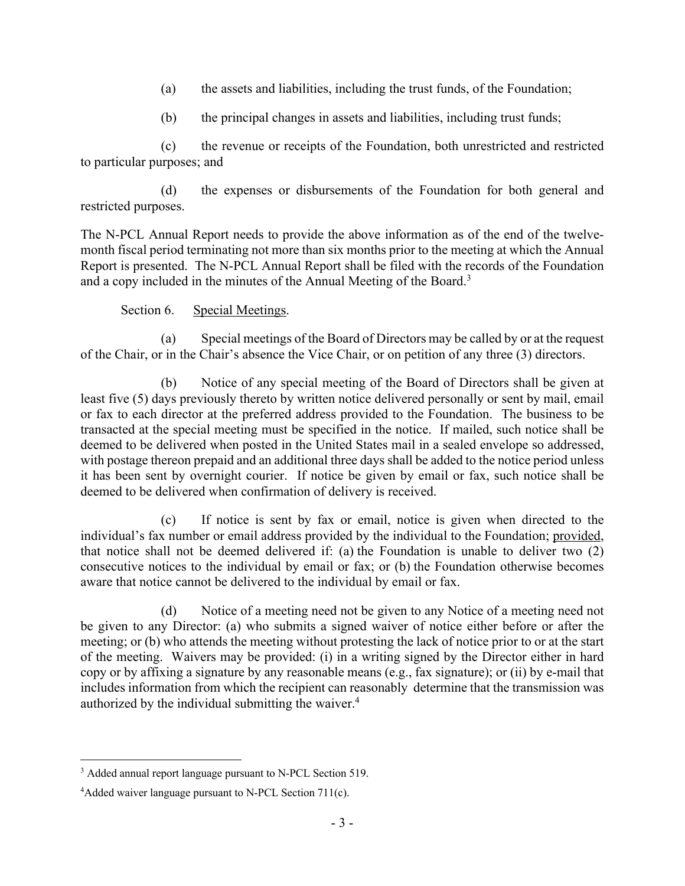(a) the assets and liabilities, including the trust funds, of the Foundation;

(b) the principal changes in assets and liabilities, including trust funds;

(c) the revenue or receipts of the Foundation, both unrestricted and restricted to particular purposes; and

(d) the expenses or disbursements of the Foundation for both general and restricted purposes.

The N-PCL Annual Report needs to provide the above information as of the end of the twelve-month fiscal period terminating not more than six months prior to the meeting at which the Annual Report is presented. The N-PCL Annual Report shall be filed with the records of the Foundation and a copy included in the minutes of the Annual Meeting of the Board.[3]

Section 6. Special Meetings.

(a) Special meetings of the Board of Directors may be called by or at the request of the Chair, or in the Chair's absence the Vice Chair, or on petition of any three (3) directors.

(b) Notice of any special meeting of the Board of Directors shall be given at least five (5) days previously thereto by written notice delivered personally or sent by mail, email or fax to each director at the preferred address provided to the Foundation. The business to be transacted at the special meeting must be specified in the notice. If mailed, such notice shall be deemed to be delivered when posted in the United States mail in a sealed envelope so addressed, with postage thereon prepaid and an additional three days shall be added to the notice period unless it has been sent by overnight courier. If notice be given by email or fax, such notice shall be deemed to be delivered when confirmation of delivery is received.

(c) If notice is sent by fax or email, notice is given when directed to the individual's fax number or email address provided by the individual to the Foundation; provided, that notice shall not be deemed delivered if: (a) the Foundation is unable to deliver two (2) consecutive notices to the individual by email or fax; or (b) the Foundation otherwise becomes aware that notice cannot be delivered to the individual by email or fax.

(d) Notice of a meeting need not be given to any Notice of a meeting need not be given to any Director: (a) who submits a signed waiver of notice either before or after the meeting; or (b) who attends the meeting without protesting the lack of notice prior to or at the start of the meeting. Waivers may be provided: (i) in a writing signed by the Director either in hard copy or by affixing a signature by any reasonable means (e.g., fax signature); or (ii) by e-mail that includes information from which the recipient can reasonably determine that the transmission was authorized by the individual submitting the waiver.[4]

---

[3] Added annual report language pursuant to N-PCL Section 519.

[4] Added waiver language pursuant to N-PCL Section 711(c).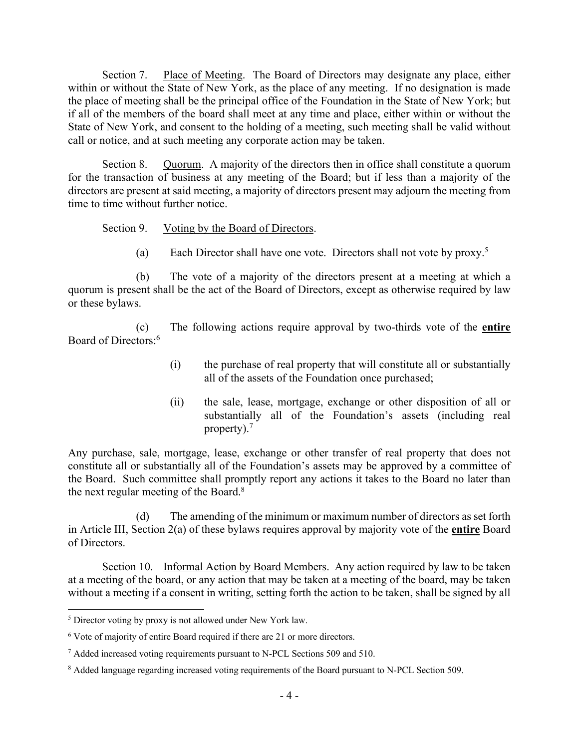Section 7. Place of Meeting. The Board of Directors may designate any place, either within or without the State of New York, as the place of any meeting. If no designation is made the place of meeting shall be the principal office of the Foundation in the State of New York; but if all of the members of the board shall meet at any time and place, either within or without the State of New York, and consent to the holding of a meeting, such meeting shall be valid without call or notice, and at such meeting any corporate action may be taken.

Section 8. Quorum. A majority of the directors then in office shall constitute a quorum for the transaction of business at any meeting of the Board; but if less than a majority of the directors are present at said meeting, a majority of directors present may adjourn the meeting from time to time without further notice.

Section 9. Voting by the Board of Directors.

(a) Each Director shall have one vote. Directors shall not vote by proxy.[5]

(b) The vote of a majority of the directors present at a meeting at which a quorum is present shall be the act of the Board of Directors, except as otherwise required by law or these bylaws.

(c) The following actions require approval by two-thirds vote of the **entire** Board of Directors:[6]

(i) the purchase of real property that will constitute all or substantially all of the assets of the Foundation once purchased;

(ii) the sale, lease, mortgage, exchange or other disposition of all or substantially all of the Foundation's assets (including real property).[7]

Any purchase, sale, mortgage, lease, exchange or other transfer of real property that does not constitute all or substantially all of the Foundation's assets may be approved by a committee of the Board. Such committee shall promptly report any actions it takes to the Board no later than the next regular meeting of the Board.[8]

(d) The amending of the minimum or maximum number of directors as set forth in Article III, Section 2(a) of these bylaws requires approval by majority vote of the **entire** Board of Directors.

Section 10. Informal Action by Board Members. Any action required by law to be taken at a meeting of the board, or any action that may be taken at a meeting of the board, may be taken without a meeting if a consent in writing, setting forth the action to be taken, shall be signed by all

---

[5] Director voting by proxy is not allowed under New York law.

[6] Vote of majority of entire Board required if there are 21 or more directors.

[7] Added increased voting requirements pursuant to N-PCL Sections 509 and 510.

[8] Added language regarding increased voting requirements of the Board pursuant to N-PCL Section 509.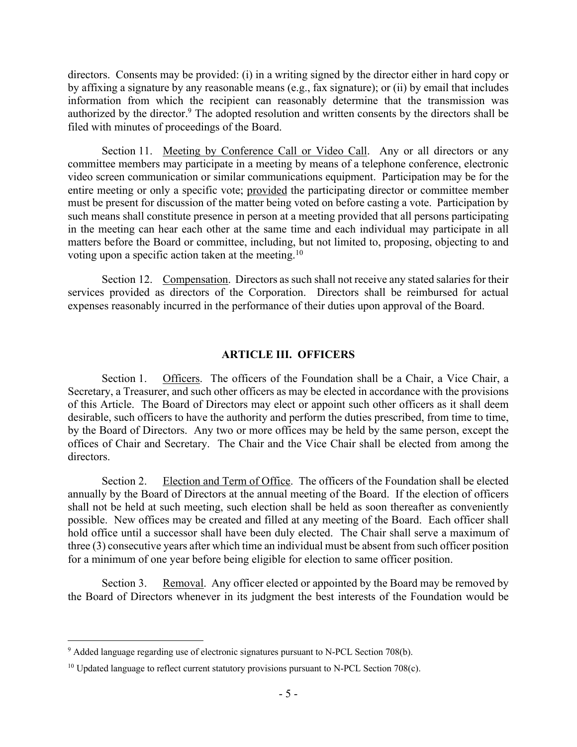directors. Consents may be provided: (i) in a writing signed by the director either in hard copy or by affixing a signature by any reasonable means (e.g., fax signature); or (ii) by email that includes information from which the recipient can reasonably determine that the transmission was authorized by the director.[9] The adopted resolution and written consents by the directors shall be filed with minutes of proceedings of the Board.

Section 11. Meeting by Conference Call or Video Call. Any or all directors or any committee members may participate in a meeting by means of a telephone conference, electronic video screen communication or similar communications equipment. Participation may be for the entire meeting or only a specific vote; provided the participating director or committee member must be present for discussion of the matter being voted on before casting a vote. Participation by such means shall constitute presence in person at a meeting provided that all persons participating in the meeting can hear each other at the same time and each individual may participate in all matters before the Board or committee, including, but not limited to, proposing, objecting to and voting upon a specific action taken at the meeting.[10]

Section 12. Compensation. Directors as such shall not receive any stated salaries for their services provided as directors of the Corporation. Directors shall be reimbursed for actual expenses reasonably incurred in the performance of their duties upon approval of the Board.

## ARTICLE III. OFFICERS

Section 1. Officers. The officers of the Foundation shall be a Chair, a Vice Chair, a Secretary, a Treasurer, and such other officers as may be elected in accordance with the provisions of this Article. The Board of Directors may elect or appoint such other officers as it shall deem desirable, such officers to have the authority and perform the duties prescribed, from time to time, by the Board of Directors. Any two or more offices may be held by the same person, except the offices of Chair and Secretary. The Chair and the Vice Chair shall be elected from among the directors.

Section 2. Election and Term of Office. The officers of the Foundation shall be elected annually by the Board of Directors at the annual meeting of the Board. If the election of officers shall not be held at such meeting, such election shall be held as soon thereafter as conveniently possible. New offices may be created and filled at any meeting of the Board. Each officer shall hold office until a successor shall have been duly elected. The Chair shall serve a maximum of three (3) consecutive years after which time an individual must be absent from such officer position for a minimum of one year before being eligible for election to same officer position.

Section 3. Removal. Any officer elected or appointed by the Board may be removed by the Board of Directors whenever in its judgment the best interests of the Foundation would be

---

[9] Added language regarding use of electronic signatures pursuant to N-PCL Section 708(b).

[10] Updated language to reflect current statutory provisions pursuant to N-PCL Section 708(c).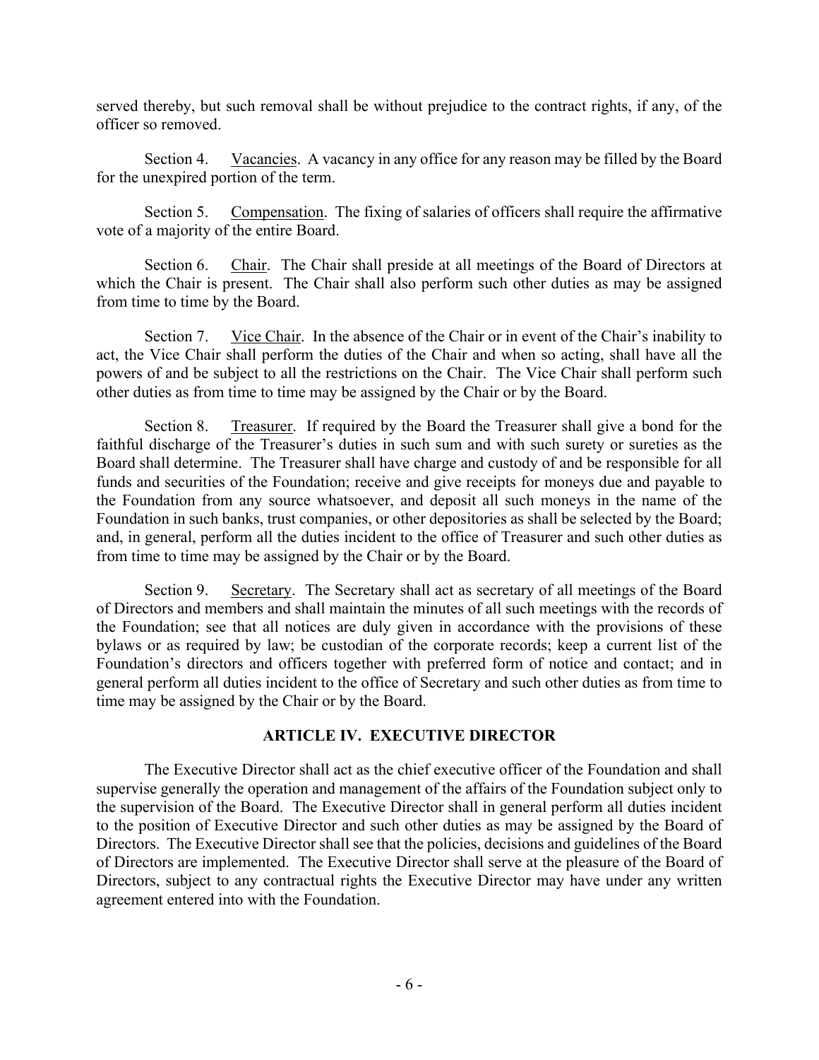served thereby, but such removal shall be without prejudice to the contract rights, if any, of the officer so removed.

Section 4. Vacancies. A vacancy in any office for any reason may be filled by the Board for the unexpired portion of the term.

Section 5. Compensation. The fixing of salaries of officers shall require the affirmative vote of a majority of the entire Board.

Section 6. Chair. The Chair shall preside at all meetings of the Board of Directors at which the Chair is present. The Chair shall also perform such other duties as may be assigned from time to time by the Board.

Section 7. Vice Chair. In the absence of the Chair or in event of the Chair's inability to act, the Vice Chair shall perform the duties of the Chair and when so acting, shall have all the powers of and be subject to all the restrictions on the Chair. The Vice Chair shall perform such other duties as from time to time may be assigned by the Chair or by the Board.

Section 8. Treasurer. If required by the Board the Treasurer shall give a bond for the faithful discharge of the Treasurer's duties in such sum and with such surety or sureties as the Board shall determine. The Treasurer shall have charge and custody of and be responsible for all funds and securities of the Foundation; receive and give receipts for moneys due and payable to the Foundation from any source whatsoever, and deposit all such moneys in the name of the Foundation in such banks, trust companies, or other depositories as shall be selected by the Board; and, in general, perform all the duties incident to the office of Treasurer and such other duties as from time to time may be assigned by the Chair or by the Board.

Section 9. Secretary. The Secretary shall act as secretary of all meetings of the Board of Directors and members and shall maintain the minutes of all such meetings with the records of the Foundation; see that all notices are duly given in accordance with the provisions of these bylaws or as required by law; be custodian of the corporate records; keep a current list of the Foundation's directors and officers together with preferred form of notice and contact; and in general perform all duties incident to the office of Secretary and such other duties as from time to time may be assigned by the Chair or by the Board.

## ARTICLE IV. EXECUTIVE DIRECTOR

The Executive Director shall act as the chief executive officer of the Foundation and shall supervise generally the operation and management of the affairs of the Foundation subject only to the supervision of the Board. The Executive Director shall in general perform all duties incident to the position of Executive Director and such other duties as may be assigned by the Board of Directors. The Executive Director shall see that the policies, decisions and guidelines of the Board of Directors are implemented. The Executive Director shall serve at the pleasure of the Board of Directors, subject to any contractual rights the Executive Director may have under any written agreement entered into with the Foundation.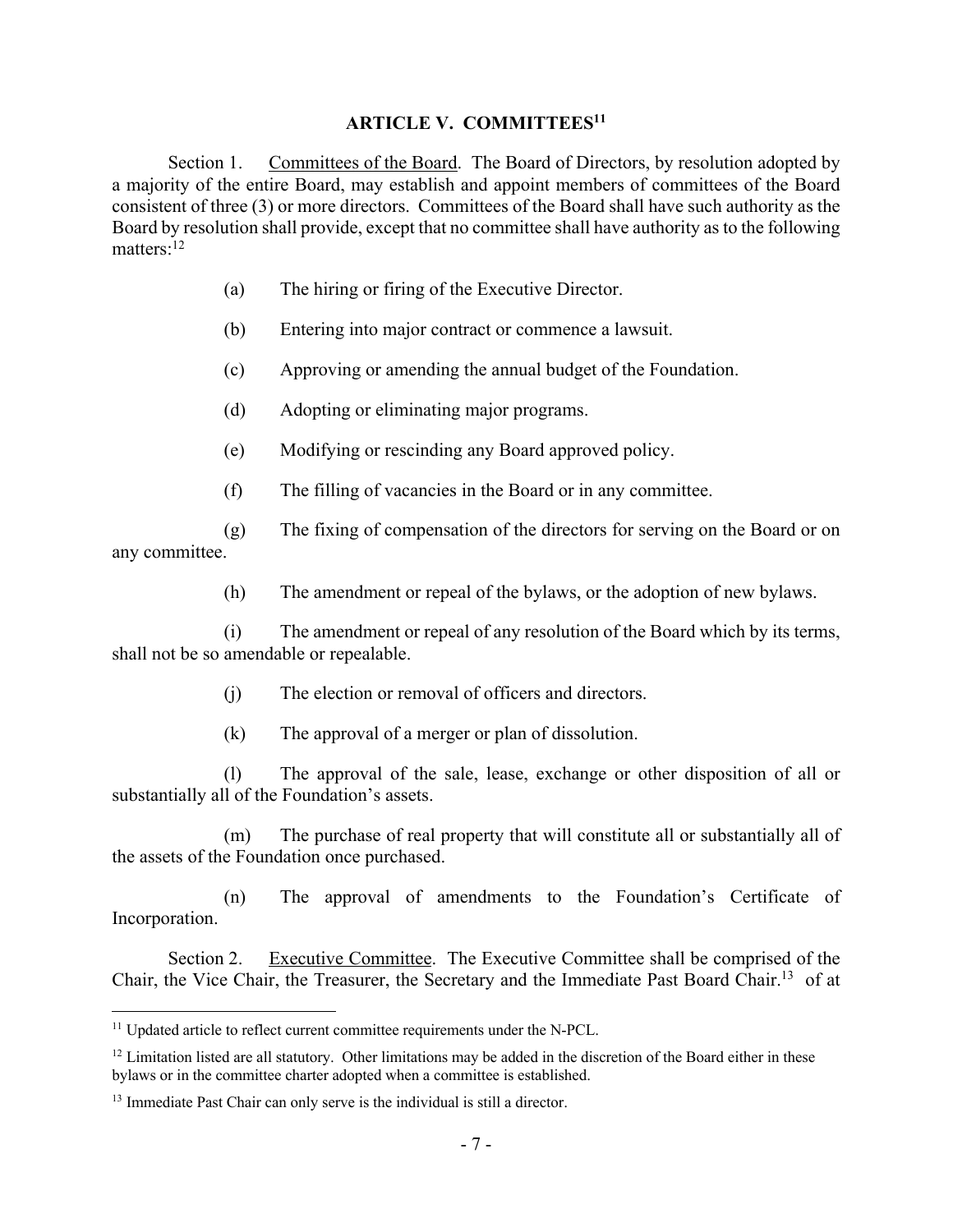## ARTICLE V. COMMITTEES[11]

Section 1. Committees of the Board. The Board of Directors, by resolution adopted by a majority of the entire Board, may establish and appoint members of committees of the Board consistent of three (3) or more directors. Committees of the Board shall have such authority as the Board by resolution shall provide, except that no committee shall have authority as to the following matters:[12]

(a) The hiring or firing of the Executive Director.

(b) Entering into major contract or commence a lawsuit.

(c) Approving or amending the annual budget of the Foundation.

(d) Adopting or eliminating major programs.

(e) Modifying or rescinding any Board approved policy.

(f) The filling of vacancies in the Board or in any committee.

(g) The fixing of compensation of the directors for serving on the Board or on any committee.

(h) The amendment or repeal of the bylaws, or the adoption of new bylaws.

(i) The amendment or repeal of any resolution of the Board which by its terms, shall not be so amendable or repealable.

(j) The election or removal of officers and directors.

(k) The approval of a merger or plan of dissolution.

(l) The approval of the sale, lease, exchange or other disposition of all or substantially all of the Foundation's assets.

(m) The purchase of real property that will constitute all or substantially all of the assets of the Foundation once purchased.

(n) The approval of amendments to the Foundation's Certificate of Incorporation.

Section 2. Executive Committee. The Executive Committee shall be comprised of the Chair, the Vice Chair, the Treasurer, the Secretary and the Immediate Past Board Chair.[13] of at

---

[11] Updated article to reflect current committee requirements under the N-PCL.

[12] Limitation listed are all statutory. Other limitations may be added in the discretion of the Board either in these bylaws or in the committee charter adopted when a committee is established.

[13] Immediate Past Chair can only serve is the individual is still a director.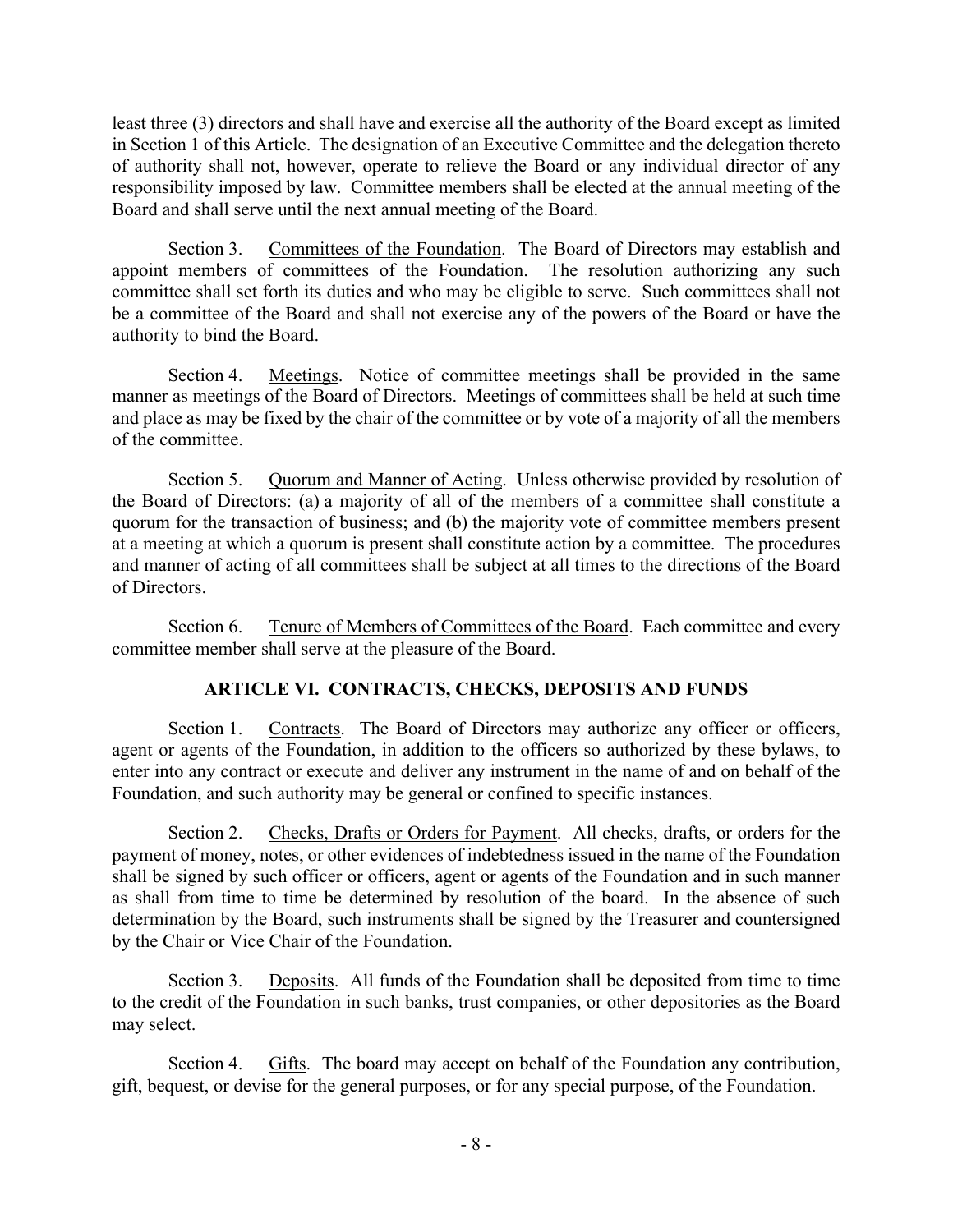least three (3) directors and shall have and exercise all the authority of the Board except as limited in Section 1 of this Article. The designation of an Executive Committee and the delegation thereto of authority shall not, however, operate to relieve the Board or any individual director of any responsibility imposed by law. Committee members shall be elected at the annual meeting of the Board and shall serve until the next annual meeting of the Board.

Section 3. Committees of the Foundation. The Board of Directors may establish and appoint members of committees of the Foundation. The resolution authorizing any such committee shall set forth its duties and who may be eligible to serve. Such committees shall not be a committee of the Board and shall not exercise any of the powers of the Board or have the authority to bind the Board.

Section 4. Meetings. Notice of committee meetings shall be provided in the same manner as meetings of the Board of Directors. Meetings of committees shall be held at such time and place as may be fixed by the chair of the committee or by vote of a majority of all the members of the committee.

Section 5. Quorum and Manner of Acting. Unless otherwise provided by resolution of the Board of Directors: (a) a majority of all of the members of a committee shall constitute a quorum for the transaction of business; and (b) the majority vote of committee members present at a meeting at which a quorum is present shall constitute action by a committee. The procedures and manner of acting of all committees shall be subject at all times to the directions of the Board of Directors.

Section 6. Tenure of Members of Committees of the Board. Each committee and every committee member shall serve at the pleasure of the Board.

## ARTICLE VI. CONTRACTS, CHECKS, DEPOSITS AND FUNDS

Section 1. Contracts. The Board of Directors may authorize any officer or officers, agent or agents of the Foundation, in addition to the officers so authorized by these bylaws, to enter into any contract or execute and deliver any instrument in the name of and on behalf of the Foundation, and such authority may be general or confined to specific instances.

Section 2. Checks, Drafts or Orders for Payment. All checks, drafts, or orders for the payment of money, notes, or other evidences of indebtedness issued in the name of the Foundation shall be signed by such officer or officers, agent or agents of the Foundation and in such manner as shall from time to time be determined by resolution of the board. In the absence of such determination by the Board, such instruments shall be signed by the Treasurer and countersigned by the Chair or Vice Chair of the Foundation.

Section 3. Deposits. All funds of the Foundation shall be deposited from time to time to the credit of the Foundation in such banks, trust companies, or other depositories as the Board may select.

Section 4. Gifts. The board may accept on behalf of the Foundation any contribution, gift, bequest, or devise for the general purposes, or for any special purpose, of the Foundation.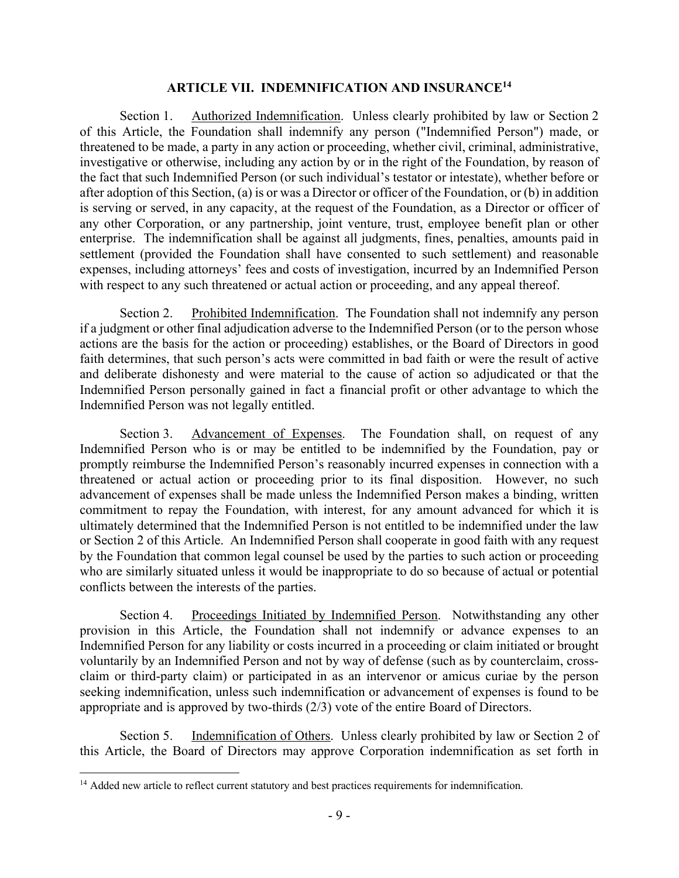## ARTICLE VII. INDEMNIFICATION AND INSURANCE[14]

Section 1. Authorized Indemnification. Unless clearly prohibited by law or Section 2 of this Article, the Foundation shall indemnify any person ("Indemnified Person") made, or threatened to be made, a party in any action or proceeding, whether civil, criminal, administrative, investigative or otherwise, including any action by or in the right of the Foundation, by reason of the fact that such Indemnified Person (or such individual's testator or intestate), whether before or after adoption of this Section, (a) is or was a Director or officer of the Foundation, or (b) in addition is serving or served, in any capacity, at the request of the Foundation, as a Director or officer of any other Corporation, or any partnership, joint venture, trust, employee benefit plan or other enterprise. The indemnification shall be against all judgments, fines, penalties, amounts paid in settlement (provided the Foundation shall have consented to such settlement) and reasonable expenses, including attorneys' fees and costs of investigation, incurred by an Indemnified Person with respect to any such threatened or actual action or proceeding, and any appeal thereof.

Section 2. Prohibited Indemnification. The Foundation shall not indemnify any person if a judgment or other final adjudication adverse to the Indemnified Person (or to the person whose actions are the basis for the action or proceeding) establishes, or the Board of Directors in good faith determines, that such person's acts were committed in bad faith or were the result of active and deliberate dishonesty and were material to the cause of action so adjudicated or that the Indemnified Person personally gained in fact a financial profit or other advantage to which the Indemnified Person was not legally entitled.

Section 3. Advancement of Expenses. The Foundation shall, on request of any Indemnified Person who is or may be entitled to be indemnified by the Foundation, pay or promptly reimburse the Indemnified Person's reasonably incurred expenses in connection with a threatened or actual action or proceeding prior to its final disposition. However, no such advancement of expenses shall be made unless the Indemnified Person makes a binding, written commitment to repay the Foundation, with interest, for any amount advanced for which it is ultimately determined that the Indemnified Person is not entitled to be indemnified under the law or Section 2 of this Article. An Indemnified Person shall cooperate in good faith with any request by the Foundation that common legal counsel be used by the parties to such action or proceeding who are similarly situated unless it would be inappropriate to do so because of actual or potential conflicts between the interests of the parties.

Section 4. Proceedings Initiated by Indemnified Person. Notwithstanding any other provision in this Article, the Foundation shall not indemnify or advance expenses to an Indemnified Person for any liability or costs incurred in a proceeding or claim initiated or brought voluntarily by an Indemnified Person and not by way of defense (such as by counterclaim, cross-claim or third-party claim) or participated in as an intervenor or amicus curiae by the person seeking indemnification, unless such indemnification or advancement of expenses is found to be appropriate and is approved by two-thirds (2/3) vote of the entire Board of Directors.

Section 5. Indemnification of Others. Unless clearly prohibited by law or Section 2 of this Article, the Board of Directors may approve Corporation indemnification as set forth in

[14] Added new article to reflect current statutory and best practices requirements for indemnification.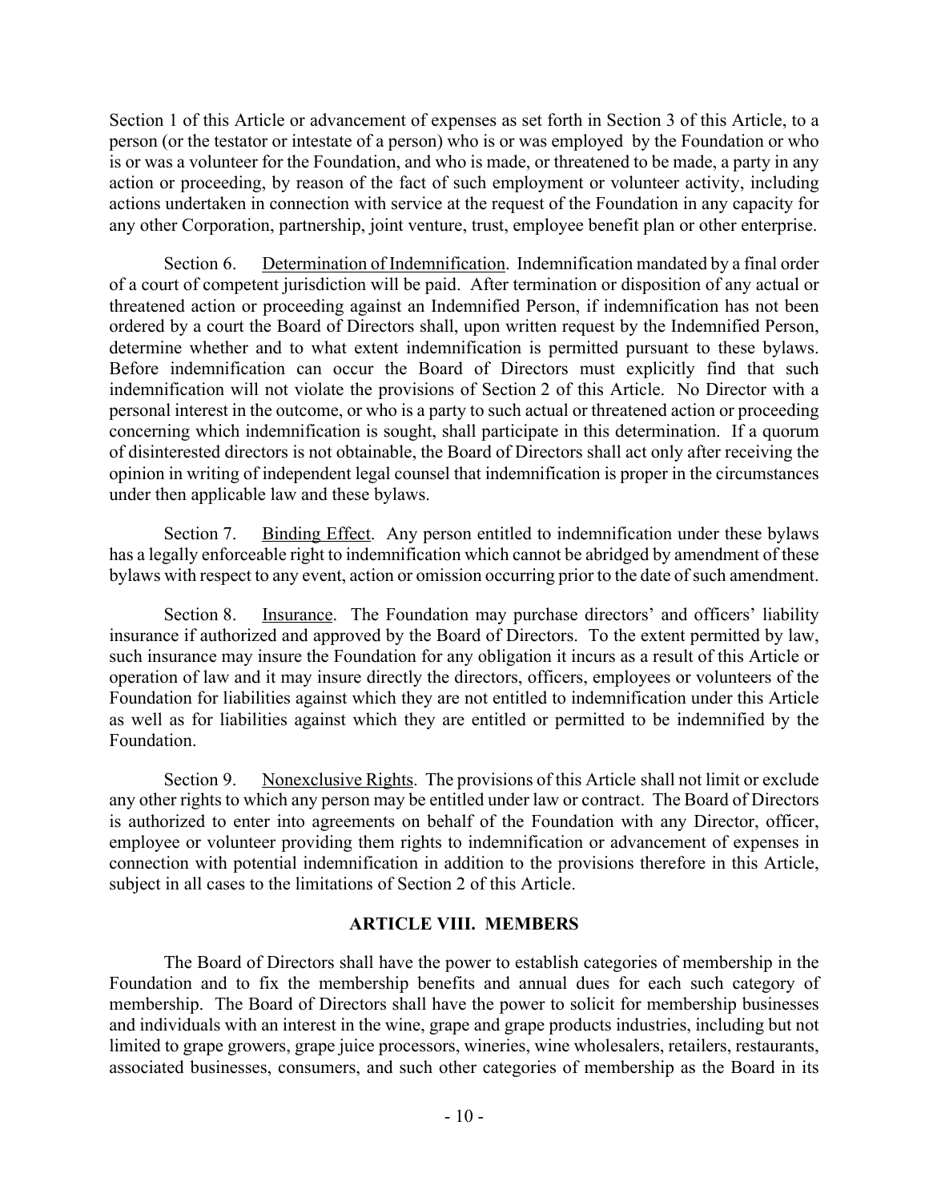Section 1 of this Article or advancement of expenses as set forth in Section 3 of this Article, to a person (or the testator or intestate of a person) who is or was employed by the Foundation or who is or was a volunteer for the Foundation, and who is made, or threatened to be made, a party in any action or proceeding, by reason of the fact of such employment or volunteer activity, including actions undertaken in connection with service at the request of the Foundation in any capacity for any other Corporation, partnership, joint venture, trust, employee benefit plan or other enterprise.

Section 6. Determination of Indemnification. Indemnification mandated by a final order of a court of competent jurisdiction will be paid. After termination or disposition of any actual or threatened action or proceeding against an Indemnified Person, if indemnification has not been ordered by a court the Board of Directors shall, upon written request by the Indemnified Person, determine whether and to what extent indemnification is permitted pursuant to these bylaws. Before indemnification can occur the Board of Directors must explicitly find that such indemnification will not violate the provisions of Section 2 of this Article. No Director with a personal interest in the outcome, or who is a party to such actual or threatened action or proceeding concerning which indemnification is sought, shall participate in this determination. If a quorum of disinterested directors is not obtainable, the Board of Directors shall act only after receiving the opinion in writing of independent legal counsel that indemnification is proper in the circumstances under then applicable law and these bylaws.

Section 7. Binding Effect. Any person entitled to indemnification under these bylaws has a legally enforceable right to indemnification which cannot be abridged by amendment of these bylaws with respect to any event, action or omission occurring prior to the date of such amendment.

Section 8. Insurance. The Foundation may purchase directors' and officers' liability insurance if authorized and approved by the Board of Directors. To the extent permitted by law, such insurance may insure the Foundation for any obligation it incurs as a result of this Article or operation of law and it may insure directly the directors, officers, employees or volunteers of the Foundation for liabilities against which they are not entitled to indemnification under this Article as well as for liabilities against which they are entitled or permitted to be indemnified by the Foundation.

Section 9. Nonexclusive Rights. The provisions of this Article shall not limit or exclude any other rights to which any person may be entitled under law or contract. The Board of Directors is authorized to enter into agreements on behalf of the Foundation with any Director, officer, employee or volunteer providing them rights to indemnification or advancement of expenses in connection with potential indemnification in addition to the provisions therefore in this Article, subject in all cases to the limitations of Section 2 of this Article.

## ARTICLE VIII. MEMBERS

The Board of Directors shall have the power to establish categories of membership in the Foundation and to fix the membership benefits and annual dues for each such category of membership. The Board of Directors shall have the power to solicit for membership businesses and individuals with an interest in the wine, grape and grape products industries, including but not limited to grape growers, grape juice processors, wineries, wine wholesalers, retailers, restaurants, associated businesses, consumers, and such other categories of membership as the Board in its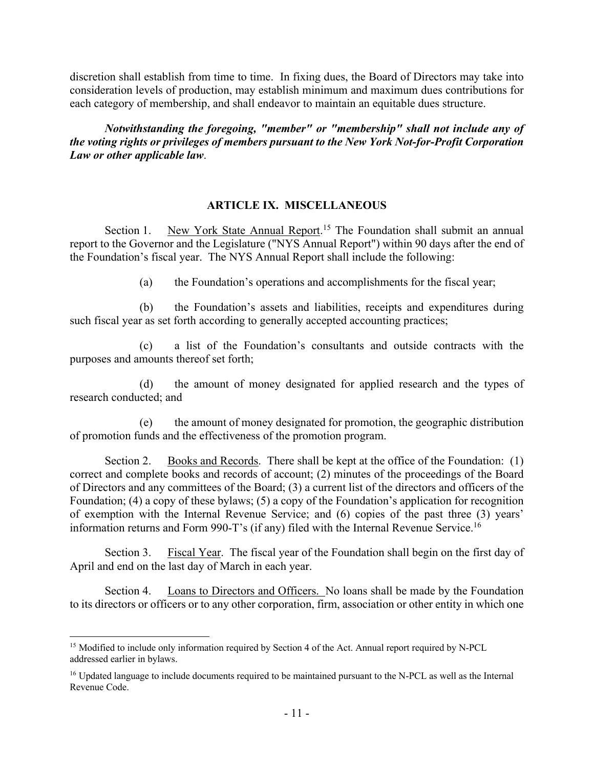discretion shall establish from time to time. In fixing dues, the Board of Directors may take into consideration levels of production, may establish minimum and maximum dues contributions for each category of membership, and shall endeavor to maintain an equitable dues structure.

***Notwithstanding the foregoing, "member" or "membership" shall not include any of the voting rights or privileges of members pursuant to the New York Not-for-Profit Corporation Law or other applicable law***.

## ARTICLE IX. MISCELLANEOUS

Section 1. New York State Annual Report.[15] The Foundation shall submit an annual report to the Governor and the Legislature ("NYS Annual Report") within 90 days after the end of the Foundation's fiscal year. The NYS Annual Report shall include the following:

(a) the Foundation's operations and accomplishments for the fiscal year;

(b) the Foundation's assets and liabilities, receipts and expenditures during such fiscal year as set forth according to generally accepted accounting practices;

(c) a list of the Foundation's consultants and outside contracts with the purposes and amounts thereof set forth;

(d) the amount of money designated for applied research and the types of research conducted; and

(e) the amount of money designated for promotion, the geographic distribution of promotion funds and the effectiveness of the promotion program.

Section 2. Books and Records. There shall be kept at the office of the Foundation: (1) correct and complete books and records of account; (2) minutes of the proceedings of the Board of Directors and any committees of the Board; (3) a current list of the directors and officers of the Foundation; (4) a copy of these bylaws; (5) a copy of the Foundation's application for recognition of exemption with the Internal Revenue Service; and (6) copies of the past three (3) years' information returns and Form 990-T's (if any) filed with the Internal Revenue Service.[16]

Section 3. Fiscal Year. The fiscal year of the Foundation shall begin on the first day of April and end on the last day of March in each year.

Section 4. Loans to Directors and Officers. No loans shall be made by the Foundation to its directors or officers or to any other corporation, firm, association or other entity in which one

---

[15] Modified to include only information required by Section 4 of the Act. Annual report required by N-PCL addressed earlier in bylaws.

[16] Updated language to include documents required to be maintained pursuant to the N-PCL as well as the Internal Revenue Code.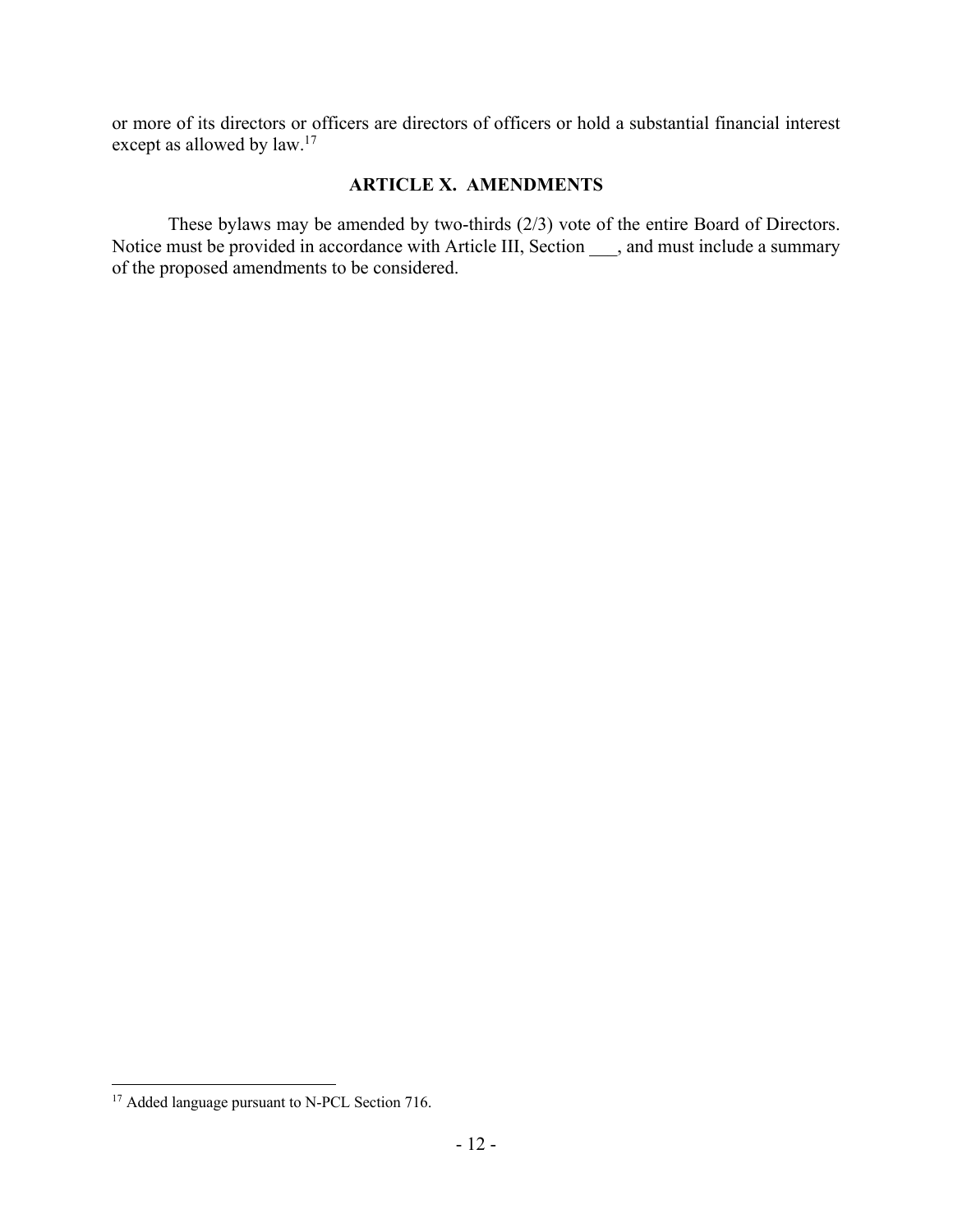or more of its directors or officers are directors of officers or hold a substantial financial interest except as allowed by law.[17]

## ARTICLE X. AMENDMENTS

These bylaws may be amended by two-thirds (2/3) vote of the entire Board of Directors. Notice must be provided in accordance with Article III, Section ___, and must include a summary of the proposed amendments to be considered.

[17] Added language pursuant to N-PCL Section 716.